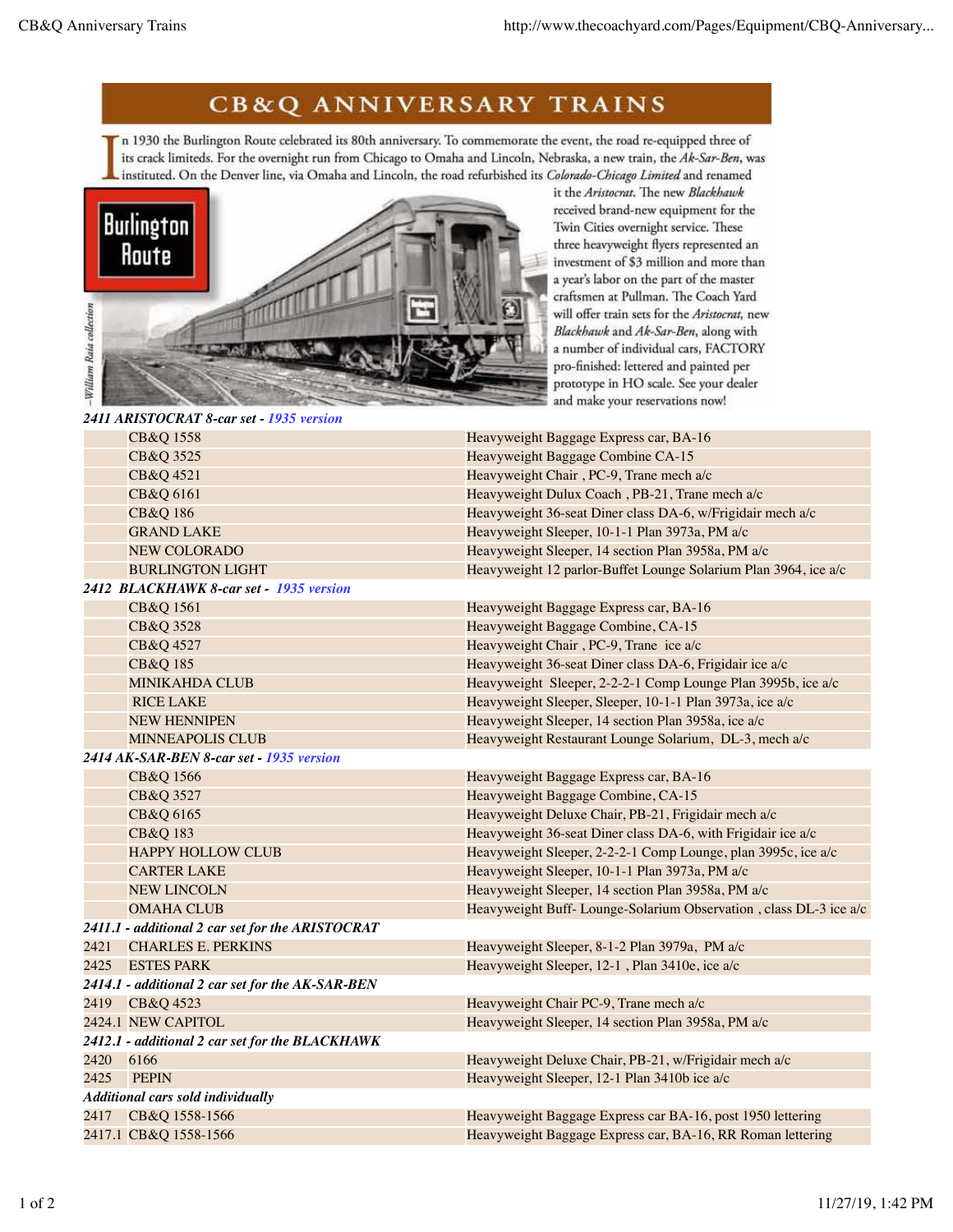# CB&Q ANNIVERSARY TRAINS

In 1930 the Burlington Route celebrated its 80th anniversary. To commemorate the event, the road re-equipped three of its crack limiteds. For the overnight run from Chicago to Omaha and Lincoln, Nebraska, a new train, the *Ak-Sar-Ben*, was instituted. On the Denver line, via Omaha and Lincoln, the road refurbished its *Colorado-Chicago Limited* and renamed it the *Aristocrat*. The new *Blackhawk* received brand-new equipment for the Twin Cities overnight service. These three heavyweight flyers represented an investment of $3 million and more than a year's labor on the part of the master craftsmen at Pullman. The Coach Yard will offer train sets for the *Aristocrat*, new *Blackhawk* and *Ak-Sar-Ben*, along with a number of individual cars, FACTORY pro-finished: lettered and painted per prototype in HO scale. See your dealer and make your reservations now!

—William Raia collection

| | | |
|---|---|---|
| ***2411 ARISTOCRAT 8-car set - 1935 version*** | | |
| | CB&Q 1558 | Heavyweight Baggage Express car, BA-16 |
| | CB&Q 3525 | Heavyweight Baggage Combine CA-15 |
| | CB&Q 4521 | Heavyweight Chair , PC-9, Trane mech a/c |
| | CB&Q 6161 | Heavyweight Dulux Coach , PB-21, Trane mech a/c |
| | CB&Q 186 | Heavyweight 36-seat Diner class DA-6, w/Frigidair mech a/c |
| | GRAND LAKE | Heavyweight Sleeper, 10-1-1 Plan 3973a, PM a/c |
| | NEW COLORADO | Heavyweight Sleeper, 14 section Plan 3958a, PM a/c |
| | BURLINGTON LIGHT | Heavyweight 12 parlor-Buffet Lounge Solarium Plan 3964, ice a/c |
| ***2412 BLACKHAWK 8-car set - 1935 version*** | | |
| | CB&Q 1561 | Heavyweight Baggage Express car, BA-16 |
| | CB&Q 3528 | Heavyweight Baggage Combine, CA-15 |
| | CB&Q 4527 | Heavyweight Chair , PC-9, Trane ice a/c |
| | CB&Q 185 | Heavyweight 36-seat Diner class DA-6, Frigidair ice a/c |
| | MINIKAHDA CLUB | Heavyweight Sleeper, 2-2-2-1 Comp Lounge Plan 3995b, ice a/c |
| | RICE LAKE | Heavyweight Sleeper, Sleeper, 10-1-1 Plan 3973a, ice a/c |
| | NEW HENNIPEN | Heavyweight Sleeper, 14 section Plan 3958a, ice a/c |
| | MINNEAPOLIS CLUB | Heavyweight Restaurant Lounge Solarium, DL-3, mech a/c |
| ***2414 AK-SAR-BEN 8-car set - 1935 version*** | | |
| | CB&Q 1566 | Heavyweight Baggage Express car, BA-16 |
| | CB&Q 3527 | Heavyweight Baggage Combine, CA-15 |
| | CB&Q 6165 | Heavyweight Deluxe Chair, PB-21, Frigidair mech a/c |
| | CB&Q 183 | Heavyweight 36-seat Diner class DA-6, with Frigidair ice a/c |
| | HAPPY HOLLOW CLUB | Heavyweight Sleeper, 2-2-2-1 Comp Lounge, plan 3995c, ice a/c |
| | CARTER LAKE | Heavyweight Sleeper, 10-1-1 Plan 3973a, PM a/c |
| | NEW LINCOLN | Heavyweight Sleeper, 14 section Plan 3958a, PM a/c |
| | OMAHA CLUB | Heavyweight Buff- Lounge-Solarium Observation , class DL-3 ice a/c |
| ***2411.1 - additional 2 car set for the ARISTOCRAT*** | | |
| 2421 | CHARLES E. PERKINS | Heavyweight Sleeper, 8-1-2 Plan 3979a, PM a/c |
| 2425 | ESTES PARK | Heavyweight Sleeper, 12-1 , Plan 3410e, ice a/c |
| ***2414.1 - additional 2 car set for the AK-SAR-BEN*** | | |
| 2419 | CB&Q 4523 | Heavyweight Chair PC-9, Trane mech a/c |
| 2424.1 | NEW CAPITOL | Heavyweight Sleeper, 14 section Plan 3958a, PM a/c |
| ***2412.1 - additional 2 car set for the BLACKHAWK*** | | |
| 2420 | 6166 | Heavyweight Deluxe Chair, PB-21, w/Frigidair mech a/c |
| 2425 | PEPIN | Heavyweight Sleeper, 12-1 Plan 3410b ice a/c |
| ***Additional cars sold individually*** | | |
| 2417 | CB&Q 1558-1566 | Heavyweight Baggage Express car BA-16, post 1950 lettering |
| 2417.1 | CB&Q 1558-1566 | Heavyweight Baggage Express car, BA-16, RR Roman lettering |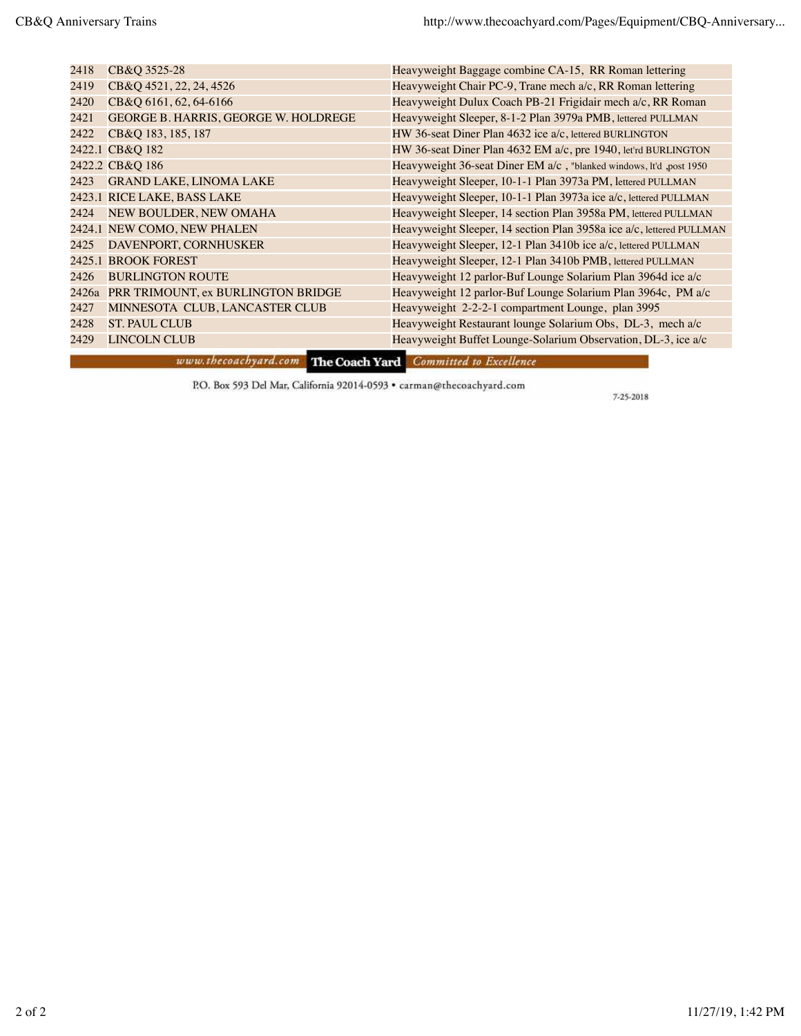| | | |
|---|---|---|
| 2418 | CB&Q 3525-28 | Heavyweight Baggage combine CA-15, RR Roman lettering |
| 2419 | CB&Q 4521, 22, 24, 4526 | Heavyweight Chair PC-9, Trane mech a/c, RR Roman lettering |
| 2420 | CB&Q 6161, 62, 64-6166 | Heavyweight Dulux Coach PB-21 Frigidair mech a/c, RR Roman |
| 2421 | GEORGE B. HARRIS, GEORGE W. HOLDREGE | Heavyweight Sleeper, 8-1-2 Plan 3979a PMB, lettered PULLMAN |
| 2422 | CB&Q 183, 185, 187 | HW 36-seat Diner Plan 4632 ice a/c, lettered BURLINGTON |
| 2422.1 | CB&Q 182 | HW 36-seat Diner Plan 4632 EM a/c, pre 1940, let'rd BURLINGTON |
| 2422.2 | CB&Q 186 | Heavyweight 36-seat Diner EM a/c , "blanked windows, lt'd ,post 1950 |
| 2423 | GRAND LAKE, LINOMA LAKE | Heavyweight Sleeper, 10-1-1 Plan 3973a PM, lettered PULLMAN |
| 2423.1 | RICE LAKE, BASS LAKE | Heavyweight Sleeper, 10-1-1 Plan 3973a ice a/c, lettered PULLMAN |
| 2424 | NEW BOULDER, NEW OMAHA | Heavyweight Sleeper, 14 section Plan 3958a PM, lettered PULLMAN |
| 2424.1 | NEW COMO, NEW PHALEN | Heavyweight Sleeper, 14 section Plan 3958a ice a/c, lettered PULLMAN |
| 2425 | DAVENPORT, CORNHUSKER | Heavyweight Sleeper, 12-1 Plan 3410b ice a/c, lettered PULLMAN |
| 2425.1 | BROOK FOREST | Heavyweight Sleeper, 12-1 Plan 3410b PMB, lettered PULLMAN |
| 2426 | BURLINGTON ROUTE | Heavyweight 12 parlor-Buf Lounge Solarium Plan 3964d ice a/c |
| 2426a | PRR TRIMOUNT, ex BURLINGTON BRIDGE | Heavyweight 12 parlor-Buf Lounge Solarium Plan 3964c, PM a/c |
| 2427 | MINNESOTA CLUB, LANCASTER CLUB | Heavyweight 2-2-2-1 compartment Lounge, plan 3995 |
| 2428 | ST. PAUL CLUB | Heavyweight Restaurant lounge Solarium Obs, DL-3, mech a/c |
| 2429 | LINCOLN CLUB | Heavyweight Buffet Lounge-Solarium Observation, DL-3, ice a/c |

www.thecoachyard.com **The Coach Yard** *Committed to Excellence*

P.O. Box 593 Del Mar, California 92014-0593 • carman@thecoachyard.com

7-25-2018